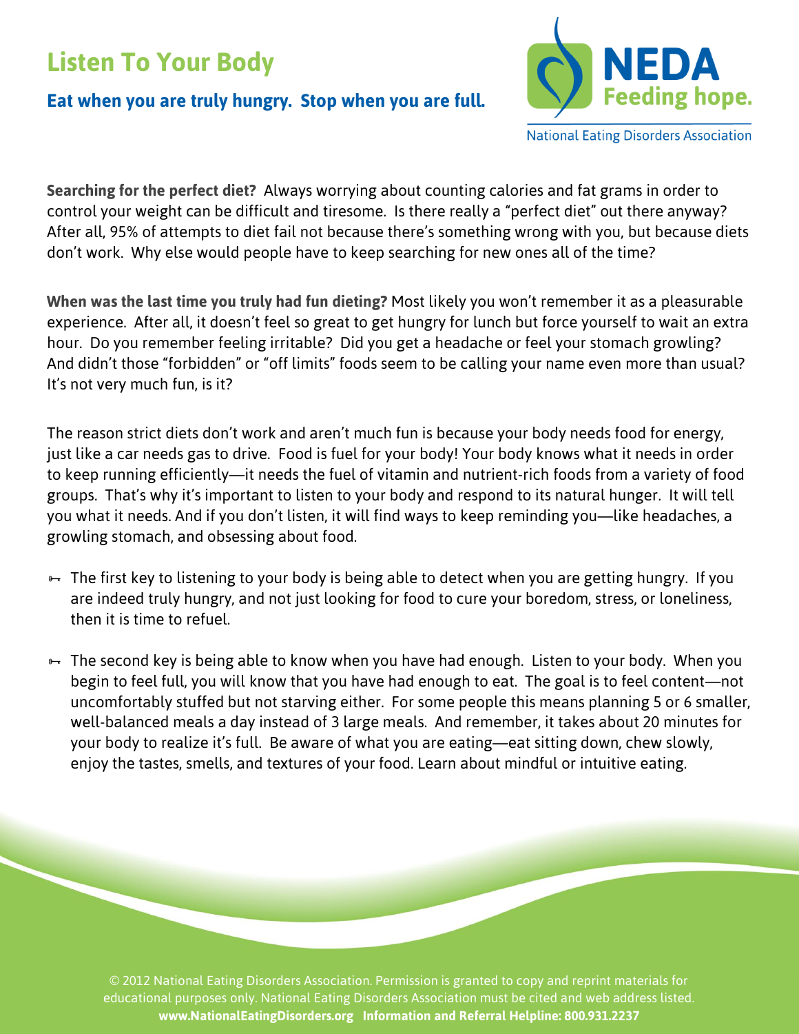# Listen To Your Body

## Eat when you are truly hungry.  Stop when you are full.

NEDA Feeding hope.

National Eating Disorders Association

**Searching for the perfect diet?** Always worrying about counting calories and fat grams in order to control your weight can be difficult and tiresome. Is there really a "perfect diet" out there anyway? After all, 95% of attempts to diet fail not because there's something wrong with you, but because diets don't work. Why else would people have to keep searching for new ones all of the time?

**When was the last time you truly had fun dieting?** Most likely you won't remember it as a pleasurable experience. After all, it doesn't feel so great to get hungry for lunch but force yourself to wait an extra hour. Do you remember feeling irritable? Did you get a headache or feel your stomach growling? And didn't those "forbidden" or "off limits" foods seem to be calling your name even more than usual? It's not very much fun, is it?

The reason strict diets don't work and aren't much fun is because your body needs food for energy, just like a car needs gas to drive. Food is fuel for your body! Your body knows what it needs in order to keep running efficiently—it needs the fuel of vitamin and nutrient-rich foods from a variety of food groups. That's why it's important to listen to your body and respond to its natural hunger. It will tell you what it needs. And if you don't listen, it will find ways to keep reminding you—like headaches, a growling stomach, and obsessing about food.

- The first key to listening to your body is being able to detect when you are getting hungry. If you are indeed truly hungry, and not just looking for food to cure your boredom, stress, or loneliness, then it is time to refuel.

- The second key is being able to know when you have had enough. Listen to your body. When you begin to feel full, you will know that you have had enough to eat. The goal is to feel content—not uncomfortably stuffed but not starving either. For some people this means planning 5 or 6 smaller, well-balanced meals a day instead of 3 large meals. And remember, it takes about 20 minutes for your body to realize it's full. Be aware of what you are eating—eat sitting down, chew slowly, enjoy the tastes, smells, and textures of your food. Learn about mindful or intuitive eating.

© 2012 National Eating Disorders Association. Permission is granted to copy and reprint materials for educational purposes only. National Eating Disorders Association must be cited and web address listed.
**www.NationalEatingDisorders.org   Information and Referral Helpline: 800.931.2237**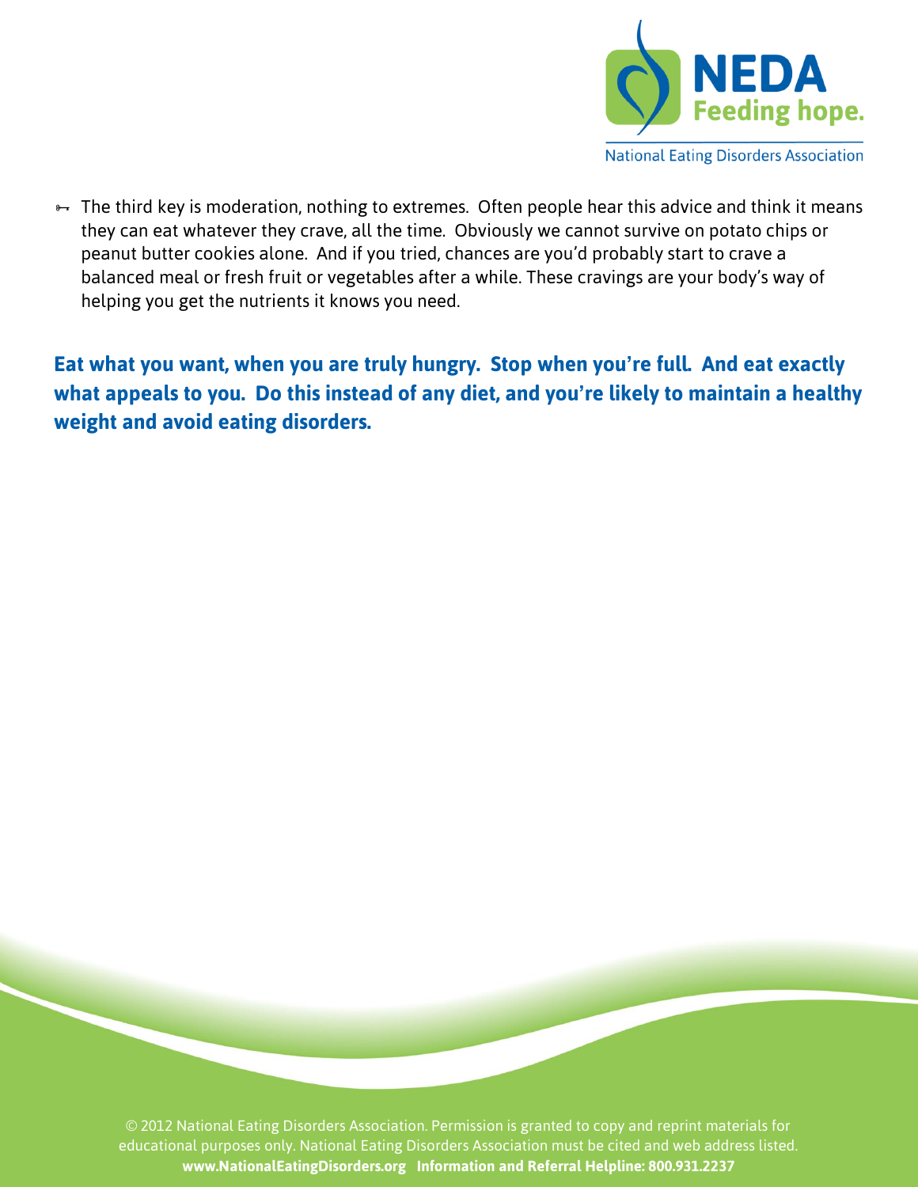- The third key is moderation, nothing to extremes. Often people hear this advice and think it means they can eat whatever they crave, all the time. Obviously we cannot survive on potato chips or peanut butter cookies alone. And if you tried, chances are you'd probably start to crave a balanced meal or fresh fruit or vegetables after a while. These cravings are your body's way of helping you get the nutrients it knows you need.

**Eat what you want, when you are truly hungry. Stop when you're full. And eat exactly what appeals to you. Do this instead of any diet, and you're likely to maintain a healthy weight and avoid eating disorders.**

© 2012 National Eating Disorders Association. Permission is granted to copy and reprint materials for educational purposes only. National Eating Disorders Association must be cited and web address listed.
**www.NationalEatingDisorders.org Information and Referral Helpline: 800.931.2237**